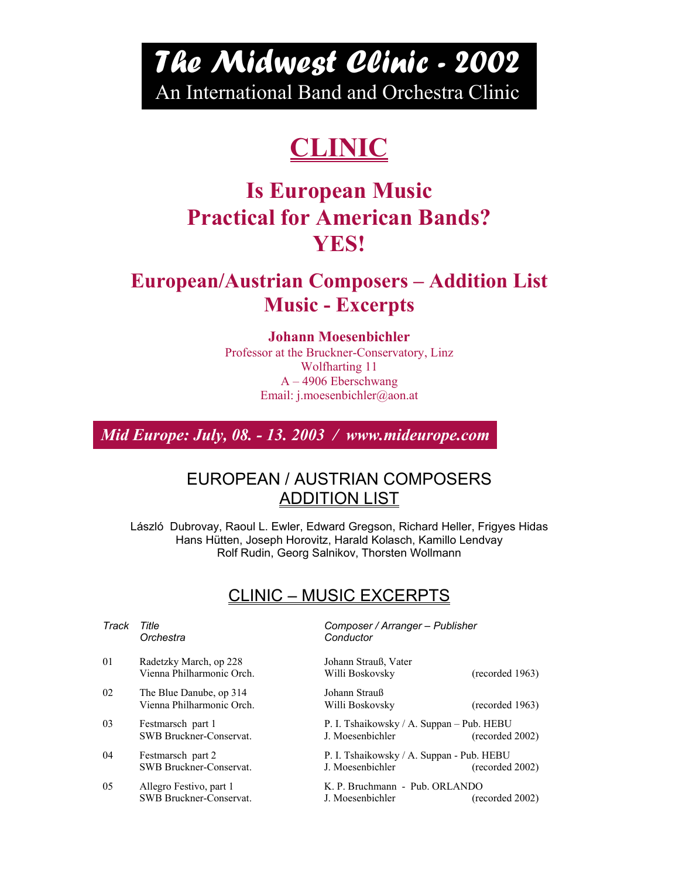# The Midwest Clinic - 2002

An International Band and Orchestra Clinic

# CLINIC

## Is European Music Practical for American Bands? YES!

## European/Austrian Composers – Addition List Music - Excerpts

**Johann Moesenbichler**
Professor at the Bruckner-Conservatory, Linz
Wolfharting 11
A – 4906 Eberschwang
Email: j.moesenbichler@aon.at

***Mid Europe: July, 08. - 13. 2003 / www.mideurope.com***

## EUROPEAN / AUSTRIAN COMPOSERS ADDITION LIST

László Dubrovay, Raoul L. Ewler, Edward Gregson, Richard Heller, Frigyes Hidas
Hans Hütten, Joseph Horovitz, Harald Kolasch, Kamillo Lendvay
Rolf Rudin, Georg Salnikov, Thorsten Wollmann

## CLINIC – MUSIC EXCERPTS

| *Track* | *Title* / *Orchestra* | *Composer / Arranger – Publisher* / *Conductor* | |
|---|---|---|---|
| 01 | Radetzky March, op 228 / Vienna Philharmonic Orch. | Johann Strauß, Vater / Willi Boskovsky | (recorded 1963) |
| 02 | The Blue Danube, op 314 / Vienna Philharmonic Orch. | Johann Strauß / Willi Boskovsky | (recorded 1963) |
| 03 | Festmarsch part 1 / SWB Bruckner-Conservat. | P. I. Tshaikowsky / A. Suppan – Pub. HEBU / J. Moesenbichler | (recorded 2002) |
| 04 | Festmarsch part 2 / SWB Bruckner-Conservat. | P. I. Tshaikowsky / A. Suppan - Pub. HEBU / J. Moesenbichler | (recorded 2002) |
| 05 | Allegro Festivo, part 1 / SWB Bruckner-Conservat. | K. P. Bruchmann - Pub. ORLANDO / J. Moesenbichler | (recorded 2002) |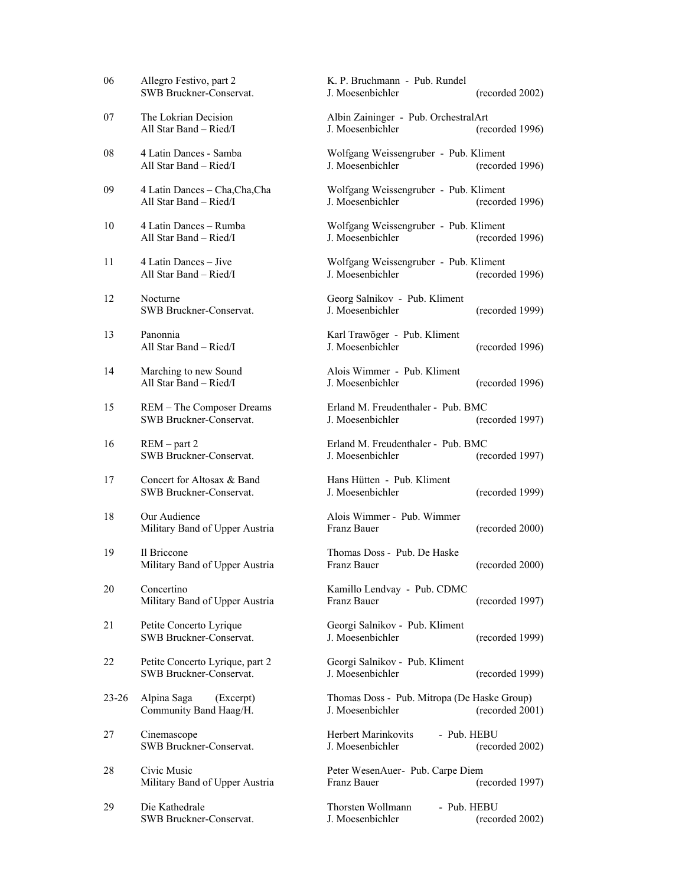| | | | |
|---|---|---|---|
| 06 | Allegro Festivo, part 2<br>SWB Bruckner-Conservat. | K. P. Bruchmann - Pub. Rundel<br>J. Moesenbichler | (recorded 2002) |
| 07 | The Lokrian Decision<br>All Star Band – Ried/I | Albin Zaininger - Pub. OrchestralArt<br>J. Moesenbichler | (recorded 1996) |
| 08 | 4 Latin Dances - Samba<br>All Star Band – Ried/I | Wolfgang Weissengruber - Pub. Kliment<br>J. Moesenbichler | (recorded 1996) |
| 09 | 4 Latin Dances – Cha,Cha,Cha<br>All Star Band – Ried/I | Wolfgang Weissengruber - Pub. Kliment<br>J. Moesenbichler | (recorded 1996) |
| 10 | 4 Latin Dances – Rumba<br>All Star Band – Ried/I | Wolfgang Weissengruber - Pub. Kliment<br>J. Moesenbichler | (recorded 1996) |
| 11 | 4 Latin Dances – Jive<br>All Star Band – Ried/I | Wolfgang Weissengruber - Pub. Kliment<br>J. Moesenbichler | (recorded 1996) |
| 12 | Nocturne<br>SWB Bruckner-Conservat. | Georg Salnikov - Pub. Kliment<br>J. Moesenbichler | (recorded 1999) |
| 13 | Panonnia<br>All Star Band – Ried/I | Karl Trawöger - Pub. Kliment<br>J. Moesenbichler | (recorded 1996) |
| 14 | Marching to new Sound<br>All Star Band – Ried/I | Alois Wimmer - Pub. Kliment<br>J. Moesenbichler | (recorded 1996) |
| 15 | REM – The Composer Dreams<br>SWB Bruckner-Conservat. | Erland M. Freudenthaler - Pub. BMC<br>J. Moesenbichler | (recorded 1997) |
| 16 | REM – part 2<br>SWB Bruckner-Conservat. | Erland M. Freudenthaler - Pub. BMC<br>J. Moesenbichler | (recorded 1997) |
| 17 | Concert for Altosax & Band<br>SWB Bruckner-Conservat. | Hans Hütten - Pub. Kliment<br>J. Moesenbichler | (recorded 1999) |
| 18 | Our Audience<br>Military Band of Upper Austria | Alois Wimmer - Pub. Wimmer<br>Franz Bauer | (recorded 2000) |
| 19 | Il Briccone<br>Military Band of Upper Austria | Thomas Doss - Pub. De Haske<br>Franz Bauer | (recorded 2000) |
| 20 | Concertino<br>Military Band of Upper Austria | Kamillo Lendvay - Pub. CDMC<br>Franz Bauer | (recorded 1997) |
| 21 | Petite Concerto Lyrique<br>SWB Bruckner-Conservat. | Georgi Salnikov - Pub. Kliment<br>J. Moesenbichler | (recorded 1999) |
| 22 | Petite Concerto Lyrique, part 2<br>SWB Bruckner-Conservat. | Georgi Salnikov - Pub. Kliment<br>J. Moesenbichler | (recorded 1999) |
| 23-26 | Alpina Saga (Excerpt)<br>Community Band Haag/H. | Thomas Doss - Pub. Mitropa (De Haske Group)<br>J. Moesenbichler | (recorded 2001) |
| 27 | Cinemascope<br>SWB Bruckner-Conservat. | Herbert Marinkovits - Pub. HEBU<br>J. Moesenbichler | (recorded 2002) |
| 28 | Civic Music<br>Military Band of Upper Austria | Peter WesenAuer- Pub. Carpe Diem<br>Franz Bauer | (recorded 1997) |
| 29 | Die Kathedrale<br>SWB Bruckner-Conservat. | Thorsten Wollmann - Pub. HEBU<br>J. Moesenbichler | (recorded 2002) |